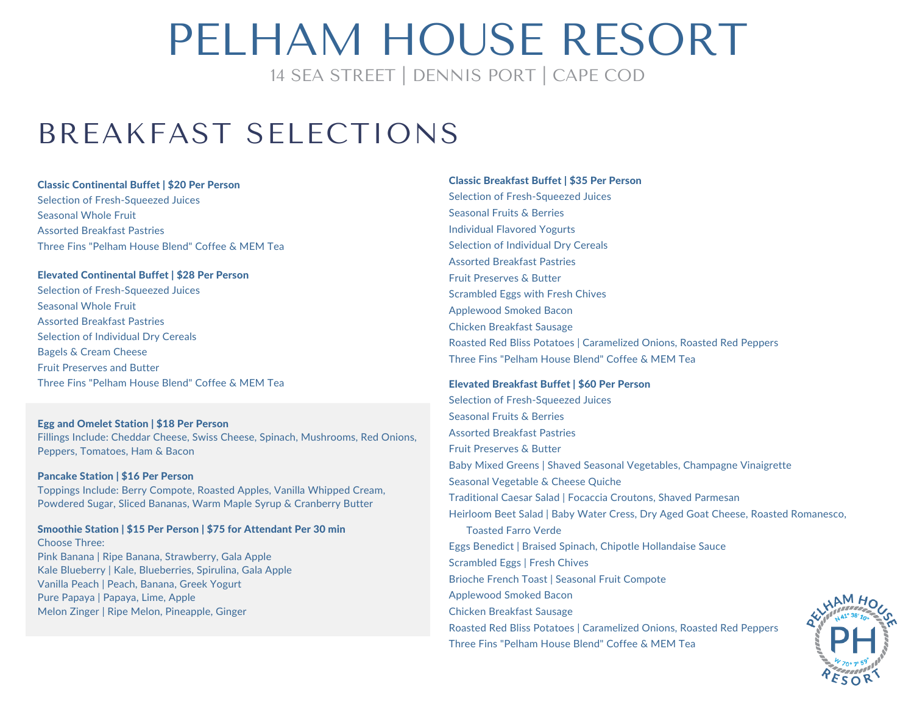# PELHAM HOUSE RESORT

14 SEA STREET | DENNIS PORT | CAPE COD

## BREAKFAST SELECTIONS

**Classic Continental Buffet | $20 Per Person**
Selection of Fresh-Squeezed Juices
Seasonal Whole Fruit
Assorted Breakfast Pastries
Three Fins "Pelham House Blend" Coffee & MEM Tea

**Elevated Continental Buffet | $28 Per Person**
Selection of Fresh-Squeezed Juices
Seasonal Whole Fruit
Assorted Breakfast Pastries
Selection of Individual Dry Cereals
Bagels & Cream Cheese
Fruit Preserves and Butter
Three Fins "Pelham House Blend" Coffee & MEM Tea

**Egg and Omelet Station | $18 Per Person**
Fillings Include: Cheddar Cheese, Swiss Cheese, Spinach, Mushrooms, Red Onions, Peppers, Tomatoes, Ham & Bacon

**Pancake Station | $16 Per Person**
Toppings Include: Berry Compote, Roasted Apples, Vanilla Whipped Cream, Powdered Sugar, Sliced Bananas, Warm Maple Syrup & Cranberry Butter

**Smoothie Station | $15 Per Person | $75 for Attendant Per 30 min**
Choose Three:
Pink Banana | Ripe Banana, Strawberry, Gala Apple
Kale Blueberry | Kale, Blueberries, Spirulina, Gala Apple
Vanilla Peach | Peach, Banana, Greek Yogurt
Pure Papaya | Papaya, Lime, Apple
Melon Zinger | Ripe Melon, Pineapple, Ginger

**Classic Breakfast Buffet | $35 Per Person**
Selection of Fresh-Squeezed Juices
Seasonal Fruits & Berries
Individual Flavored Yogurts
Selection of Individual Dry Cereals
Assorted Breakfast Pastries
Fruit Preserves & Butter
Scrambled Eggs with Fresh Chives
Applewood Smoked Bacon
Chicken Breakfast Sausage
Roasted Red Bliss Potatoes | Caramelized Onions, Roasted Red Peppers
Three Fins "Pelham House Blend" Coffee & MEM Tea

**Elevated Breakfast Buffet | $60 Per Person**
Selection of Fresh-Squeezed Juices
Seasonal Fruits & Berries
Assorted Breakfast Pastries
Fruit Preserves & Butter
Baby Mixed Greens | Shaved Seasonal Vegetables, Champagne Vinaigrette
Seasonal Vegetable & Cheese Quiche
Traditional Caesar Salad | Focaccia Croutons, Shaved Parmesan
Heirloom Beet Salad | Baby Water Cress, Dry Aged Goat Cheese, Roasted Romanesco, Toasted Farro Verde
Eggs Benedict | Braised Spinach, Chipotle Hollandaise Sauce
Scrambled Eggs | Fresh Chives
Brioche French Toast | Seasonal Fruit Compote
Applewood Smoked Bacon
Chicken Breakfast Sausage
Roasted Red Bliss Potatoes | Caramelized Onions, Roasted Red Peppers
Three Fins "Pelham House Blend" Coffee & MEM Tea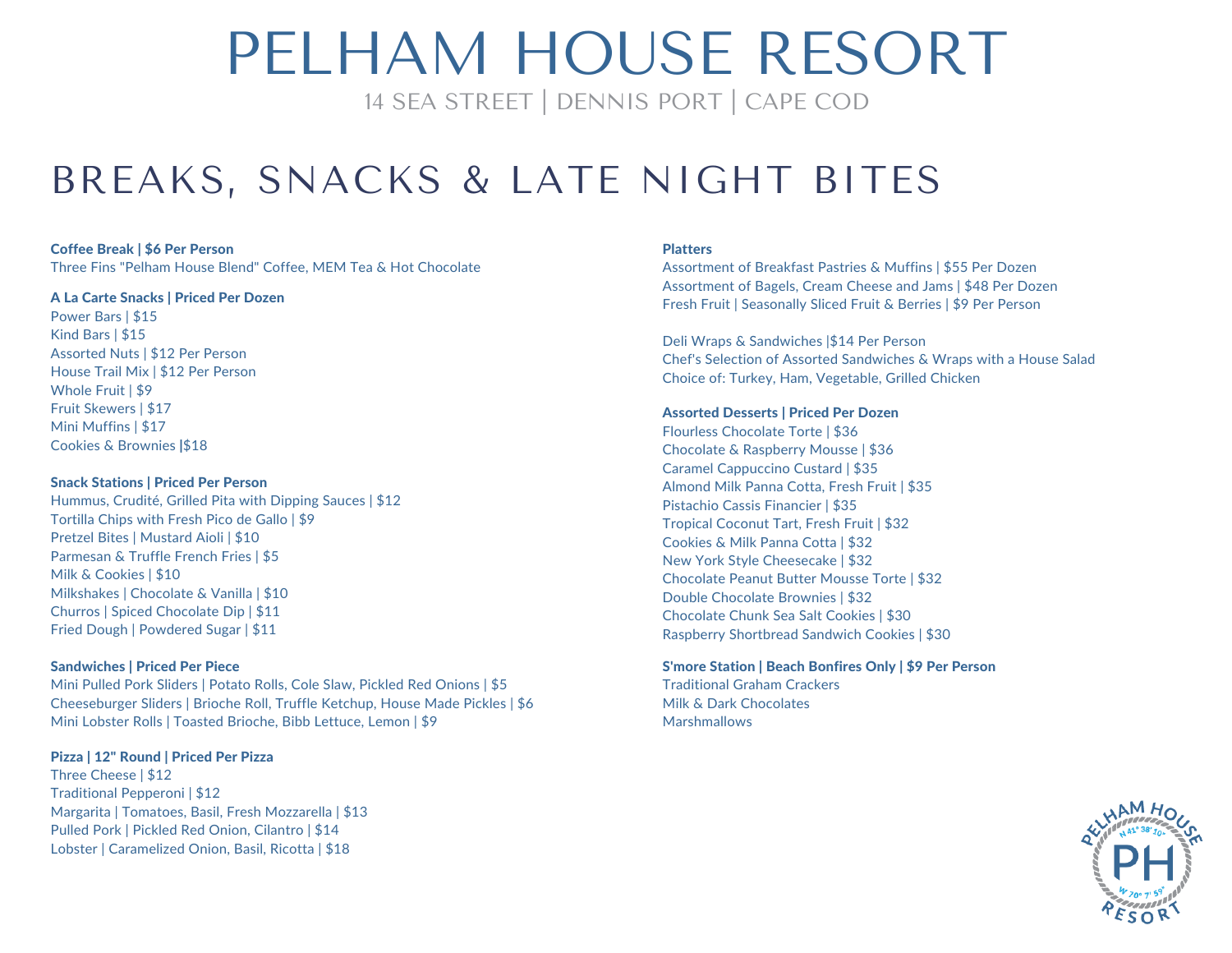# PELHAM HOUSE RESORT

14 SEA STREET | DENNIS PORT | CAPE COD

## BREAKS, SNACKS & LATE NIGHT BITES

**Coffee Break | $6 Per Person**
Three Fins "Pelham House Blend" Coffee, MEM Tea & Hot Chocolate

**A La Carte Snacks | Priced Per Dozen**
Power Bars | $15
Kind Bars | $15
Assorted Nuts | $12 Per Person
House Trail Mix | $12 Per Person
Whole Fruit | $9
Fruit Skewers | $17
Mini Muffins | $17
Cookies & Brownies |$18

**Snack Stations | Priced Per Person**
Hummus, Crudité, Grilled Pita with Dipping Sauces | $12
Tortilla Chips with Fresh Pico de Gallo | $9
Pretzel Bites | Mustard Aioli | $10
Parmesan & Truffle French Fries | $5
Milk & Cookies | $10
Milkshakes | Chocolate & Vanilla | $10
Churros | Spiced Chocolate Dip | $11
Fried Dough | Powdered Sugar | $11

**Sandwiches | Priced Per Piece**
Mini Pulled Pork Sliders | Potato Rolls, Cole Slaw, Pickled Red Onions | $5
Cheeseburger Sliders | Brioche Roll, Truffle Ketchup, House Made Pickles | $6
Mini Lobster Rolls | Toasted Brioche, Bibb Lettuce, Lemon | $9

**Pizza | 12" Round | Priced Per Pizza**
Three Cheese | $12
Traditional Pepperoni | $12
Margarita | Tomatoes, Basil, Fresh Mozzarella | $13
Pulled Pork | Pickled Red Onion, Cilantro | $14
Lobster | Caramelized Onion, Basil, Ricotta | $18

**Platters**
Assortment of Breakfast Pastries & Muffins | $55 Per Dozen
Assortment of Bagels, Cream Cheese and Jams | $48 Per Dozen
Fresh Fruit | Seasonally Sliced Fruit & Berries | $9 Per Person

Deli Wraps & Sandwiches |$14 Per Person
Chef's Selection of Assorted Sandwiches & Wraps with a House Salad
Choice of: Turkey, Ham, Vegetable, Grilled Chicken

**Assorted Desserts | Priced Per Dozen**
Flourless Chocolate Torte | $36
Chocolate & Raspberry Mousse | $36
Caramel Cappuccino Custard | $35
Almond Milk Panna Cotta, Fresh Fruit | $35
Pistachio Cassis Financier | $35
Tropical Coconut Tart, Fresh Fruit | $32
Cookies & Milk Panna Cotta | $32
New York Style Cheesecake | $32
Chocolate Peanut Butter Mousse Torte | $32
Double Chocolate Brownies | $32
Chocolate Chunk Sea Salt Cookies | $30
Raspberry Shortbread Sandwich Cookies | $30

**S'more Station | Beach Bonfires Only | $9 Per Person**
Traditional Graham Crackers
Milk & Dark Chocolates
Marshmallows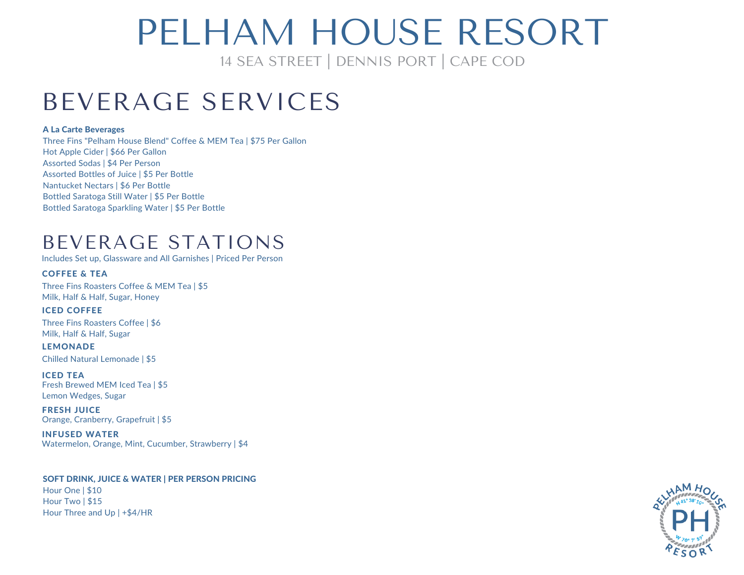# PELHAM HOUSE RESORT

14 SEA STREET | DENNIS PORT | CAPE COD

## BEVERAGE SERVICES

**A La Carte Beverages**

Three Fins "Pelham House Blend" Coffee & MEM Tea | $75 Per Gallon
Hot Apple Cider | $66 Per Gallon
Assorted Sodas | $4 Per Person
Assorted Bottles of Juice | $5 Per Bottle
Nantucket Nectars | $6 Per Bottle
Bottled Saratoga Still Water | $5 Per Bottle
Bottled Saratoga Sparkling Water | $5 Per Bottle

## BEVERAGE STATIONS

Includes Set up, Glassware and All Garnishes | Priced Per Person

### COFFEE & TEA

Three Fins Roasters Coffee & MEM Tea | $5
Milk, Half & Half, Sugar, Honey

### ICED COFFEE

Three Fins Roasters Coffee | $6
Milk, Half & Half, Sugar

### LEMONADE

Chilled Natural Lemonade | $5

### ICED TEA

Fresh Brewed MEM Iced Tea | $5
Lemon Wedges, Sugar

### FRESH JUICE

Orange, Cranberry, Grapefruit | $5

### INFUSED WATER

Watermelon, Orange, Mint, Cucumber, Strawberry | $4

**SOFT DRINK, JUICE & WATER | PER PERSON PRICING**

Hour One | $10
Hour Two | $15
Hour Three and Up | +$4/HR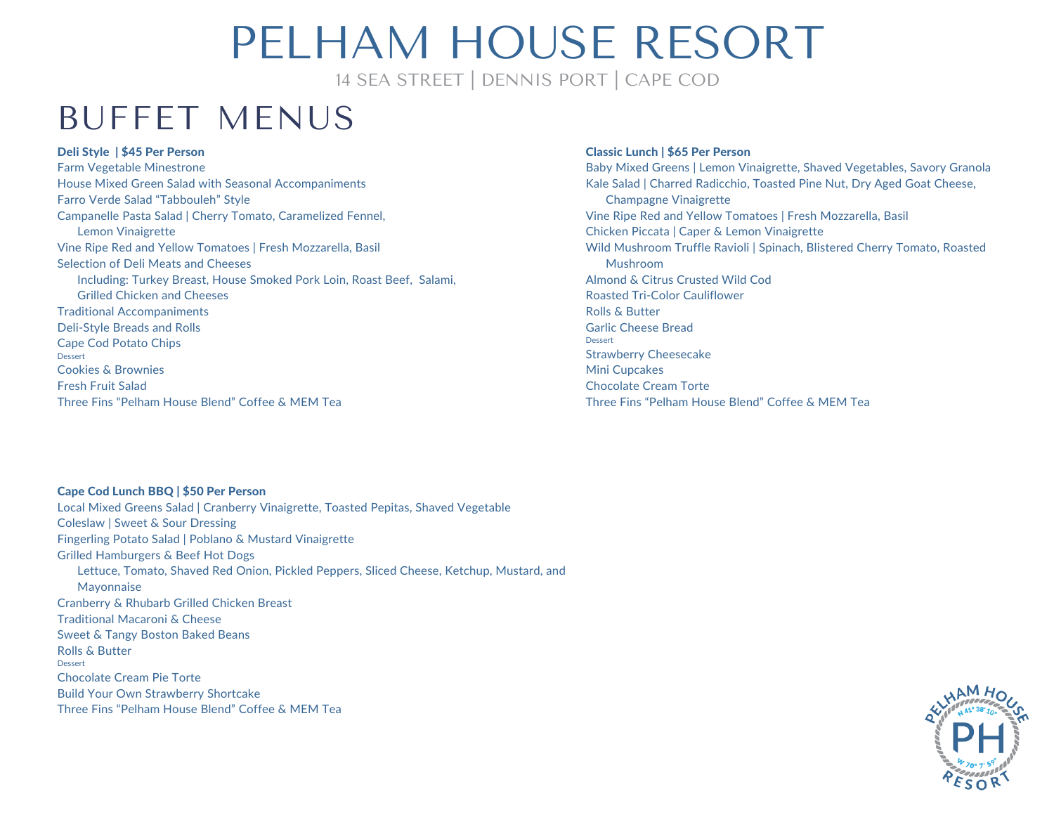# PELHAM HOUSE RESORT

14 SEA STREET | DENNIS PORT | CAPE COD

## BUFFET MENUS

**Deli Style | $45 Per Person**

Farm Vegetable Minestrone
House Mixed Green Salad with Seasonal Accompaniments
Farro Verde Salad "Tabbouleh" Style
Campanelle Pasta Salad | Cherry Tomato, Caramelized Fennel, Lemon Vinaigrette
Vine Ripe Red and Yellow Tomatoes | Fresh Mozzarella, Basil
Selection of Deli Meats and Cheeses
  Including: Turkey Breast, House Smoked Pork Loin, Roast Beef, Salami, Grilled Chicken and Cheeses
Traditional Accompaniments
Deli-Style Breads and Rolls
Cape Cod Potato Chips

Dessert

Cookies & Brownies
Fresh Fruit Salad
Three Fins "Pelham House Blend" Coffee & MEM Tea

**Classic Lunch | $65 Per Person**

Baby Mixed Greens | Lemon Vinaigrette, Shaved Vegetables, Savory Granola
Kale Salad | Charred Radicchio, Toasted Pine Nut, Dry Aged Goat Cheese, Champagne Vinaigrette
Vine Ripe Red and Yellow Tomatoes | Fresh Mozzarella, Basil
Chicken Piccata | Caper & Lemon Vinaigrette
Wild Mushroom Truffle Ravioli | Spinach, Blistered Cherry Tomato, Roasted Mushroom
Almond & Citrus Crusted Wild Cod
Roasted Tri-Color Cauliflower
Rolls & Butter
Garlic Cheese Bread

Dessert

Strawberry Cheesecake
Mini Cupcakes
Chocolate Cream Torte
Three Fins "Pelham House Blend" Coffee & MEM Tea

**Cape Cod Lunch BBQ | $50 Per Person**

Local Mixed Greens Salad | Cranberry Vinaigrette, Toasted Pepitas, Shaved Vegetable
Coleslaw | Sweet & Sour Dressing
Fingerling Potato Salad | Poblano & Mustard Vinaigrette
Grilled Hamburgers & Beef Hot Dogs
  Lettuce, Tomato, Shaved Red Onion, Pickled Peppers, Sliced Cheese, Ketchup, Mustard, and Mayonnaise
Cranberry & Rhubarb Grilled Chicken Breast
Traditional Macaroni & Cheese
Sweet & Tangy Boston Baked Beans
Rolls & Butter

Dessert

Chocolate Cream Pie Torte
Build Your Own Strawberry Shortcake
Three Fins "Pelham House Blend" Coffee & MEM Tea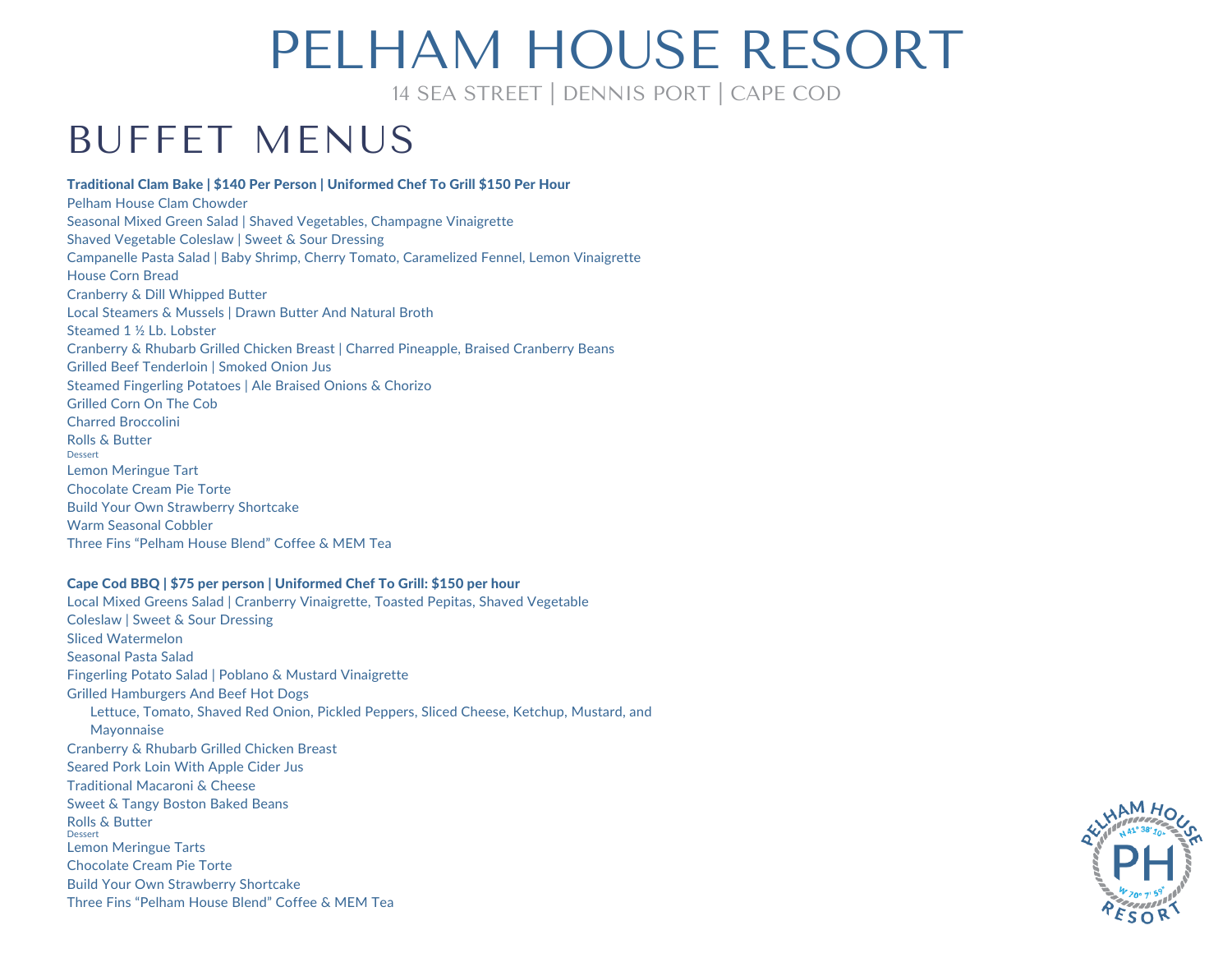# PELHAM HOUSE RESORT

14 SEA STREET | DENNIS PORT | CAPE COD

## BUFFET MENUS

**Traditional Clam Bake | $140 Per Person | Uniformed Chef To Grill $150 Per Hour**

Pelham House Clam Chowder
Seasonal Mixed Green Salad | Shaved Vegetables, Champagne Vinaigrette
Shaved Vegetable Coleslaw | Sweet & Sour Dressing
Campanelle Pasta Salad | Baby Shrimp, Cherry Tomato, Caramelized Fennel, Lemon Vinaigrette
House Corn Bread
Cranberry & Dill Whipped Butter
Local Steamers & Mussels | Drawn Butter And Natural Broth
Steamed 1 ½ Lb. Lobster
Cranberry & Rhubarb Grilled Chicken Breast | Charred Pineapple, Braised Cranberry Beans
Grilled Beef Tenderloin | Smoked Onion Jus
Steamed Fingerling Potatoes | Ale Braised Onions & Chorizo
Grilled Corn On The Cob
Charred Broccolini
Rolls & Butter

Dessert

Lemon Meringue Tart
Chocolate Cream Pie Torte
Build Your Own Strawberry Shortcake
Warm Seasonal Cobbler
Three Fins "Pelham House Blend" Coffee & MEM Tea

**Cape Cod BBQ | $75 per person | Uniformed Chef To Grill: $150 per hour**

Local Mixed Greens Salad | Cranberry Vinaigrette, Toasted Pepitas, Shaved Vegetable
Coleslaw | Sweet & Sour Dressing
Sliced Watermelon
Seasonal Pasta Salad
Fingerling Potato Salad | Poblano & Mustard Vinaigrette
Grilled Hamburgers And Beef Hot Dogs
  Lettuce, Tomato, Shaved Red Onion, Pickled Peppers, Sliced Cheese, Ketchup, Mustard, and Mayonnaise
Cranberry & Rhubarb Grilled Chicken Breast
Seared Pork Loin With Apple Cider Jus
Traditional Macaroni & Cheese
Sweet & Tangy Boston Baked Beans
Rolls & Butter

Dessert

Lemon Meringue Tarts
Chocolate Cream Pie Torte
Build Your Own Strawberry Shortcake
Three Fins "Pelham House Blend" Coffee & MEM Tea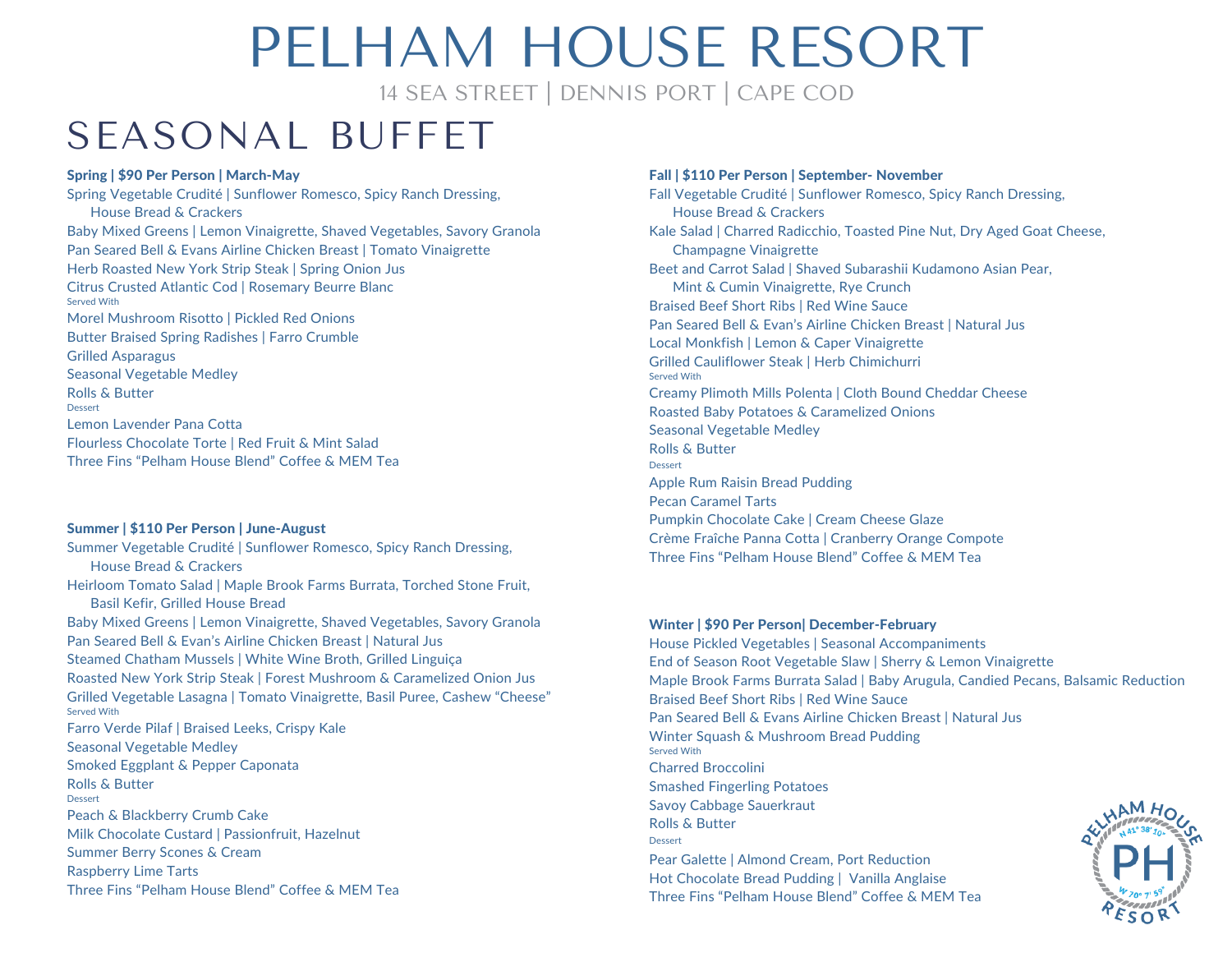# PELHAM HOUSE RESORT

14 SEA STREET | DENNIS PORT | CAPE COD

## SEASONAL BUFFET

**Spring | $90 Per Person | March-May**

Spring Vegetable Crudité | Sunflower Romesco, Spicy Ranch Dressing, House Bread & Crackers
Baby Mixed Greens | Lemon Vinaigrette, Shaved Vegetables, Savory Granola
Pan Seared Bell & Evans Airline Chicken Breast | Tomato Vinaigrette
Herb Roasted New York Strip Steak | Spring Onion Jus
Citrus Crusted Atlantic Cod | Rosemary Beurre Blanc

Served With

Morel Mushroom Risotto | Pickled Red Onions
Butter Braised Spring Radishes | Farro Crumble
Grilled Asparagus
Seasonal Vegetable Medley
Rolls & Butter

Dessert

Lemon Lavender Pana Cotta
Flourless Chocolate Torte | Red Fruit & Mint Salad
Three Fins "Pelham House Blend" Coffee & MEM Tea

**Summer | $110 Per Person | June-August**

Summer Vegetable Crudité | Sunflower Romesco, Spicy Ranch Dressing, House Bread & Crackers
Heirloom Tomato Salad | Maple Brook Farms Burrata, Torched Stone Fruit, Basil Kefir, Grilled House Bread
Baby Mixed Greens | Lemon Vinaigrette, Shaved Vegetables, Savory Granola
Pan Seared Bell & Evan's Airline Chicken Breast | Natural Jus
Steamed Chatham Mussels | White Wine Broth, Grilled Linguiça
Roasted New York Strip Steak | Forest Mushroom & Caramelized Onion Jus
Grilled Vegetable Lasagna | Tomato Vinaigrette, Basil Puree, Cashew "Cheese"

Served With

Farro Verde Pilaf | Braised Leeks, Crispy Kale
Seasonal Vegetable Medley
Smoked Eggplant & Pepper Caponata
Rolls & Butter

Dessert

Peach & Blackberry Crumb Cake
Milk Chocolate Custard | Passionfruit, Hazelnut
Summer Berry Scones & Cream
Raspberry Lime Tarts
Three Fins "Pelham House Blend" Coffee & MEM Tea

**Fall | $110 Per Person | September- November**

Fall Vegetable Crudité | Sunflower Romesco, Spicy Ranch Dressing, House Bread & Crackers
Kale Salad | Charred Radicchio, Toasted Pine Nut, Dry Aged Goat Cheese, Champagne Vinaigrette
Beet and Carrot Salad | Shaved Subarashii Kudamono Asian Pear, Mint & Cumin Vinaigrette, Rye Crunch
Braised Beef Short Ribs | Red Wine Sauce
Pan Seared Bell & Evan's Airline Chicken Breast | Natural Jus
Local Monkfish | Lemon & Caper Vinaigrette
Grilled Cauliflower Steak | Herb Chimichurri

Served With

Creamy Plimoth Mills Polenta | Cloth Bound Cheddar Cheese
Roasted Baby Potatoes & Caramelized Onions
Seasonal Vegetable Medley
Rolls & Butter

Dessert

Apple Rum Raisin Bread Pudding
Pecan Caramel Tarts
Pumpkin Chocolate Cake | Cream Cheese Glaze
Crème Fraîche Panna Cotta | Cranberry Orange Compote
Three Fins "Pelham House Blend" Coffee & MEM Tea

**Winter | $90 Per Person| December-February**

House Pickled Vegetables | Seasonal Accompaniments
End of Season Root Vegetable Slaw | Sherry & Lemon Vinaigrette
Maple Brook Farms Burrata Salad | Baby Arugula, Candied Pecans, Balsamic Reduction
Braised Beef Short Ribs | Red Wine Sauce
Pan Seared Bell & Evans Airline Chicken Breast | Natural Jus
Winter Squash & Mushroom Bread Pudding

Served With

Charred Broccolini
Smashed Fingerling Potatoes
Savoy Cabbage Sauerkraut
Rolls & Butter

Dessert

Pear Galette | Almond Cream, Port Reduction
Hot Chocolate Bread Pudding | Vanilla Anglaise
Three Fins "Pelham House Blend" Coffee & MEM Tea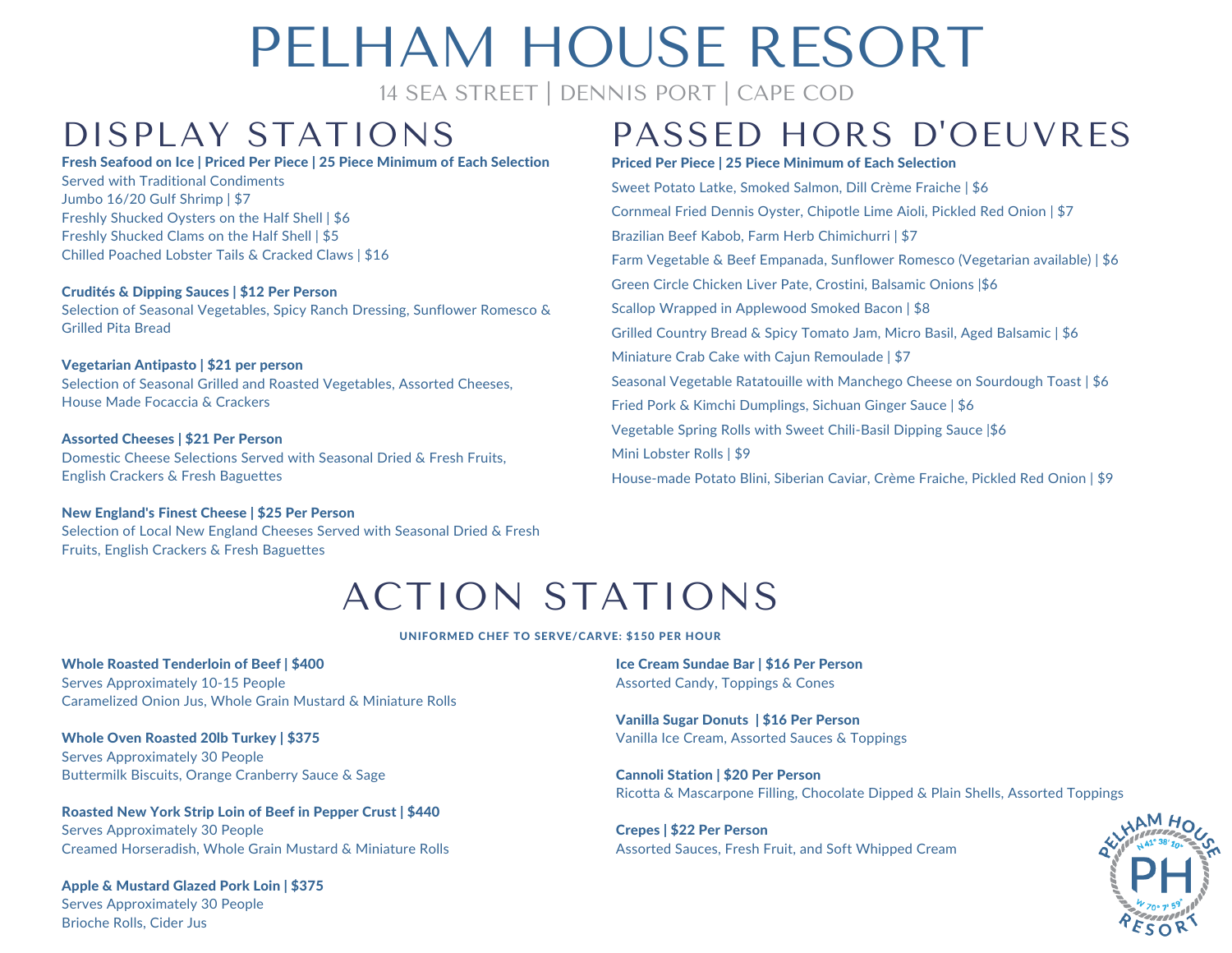# PELHAM HOUSE RESORT

14 SEA STREET | DENNIS PORT | CAPE COD

## DISPLAY STATIONS

**Fresh Seafood on Ice | Priced Per Piece | 25 Piece Minimum of Each Selection**
Served with Traditional Condiments
Jumbo 16/20 Gulf Shrimp | $7
Freshly Shucked Oysters on the Half Shell | $6
Freshly Shucked Clams on the Half Shell | $5
Chilled Poached Lobster Tails & Cracked Claws | $16

**Crudités & Dipping Sauces | $12 Per Person**
Selection of Seasonal Vegetables, Spicy Ranch Dressing, Sunflower Romesco & Grilled Pita Bread

**Vegetarian Antipasto | $21 per person**
Selection of Seasonal Grilled and Roasted Vegetables, Assorted Cheeses, House Made Focaccia & Crackers

**Assorted Cheeses | $21 Per Person**
Domestic Cheese Selections Served with Seasonal Dried & Fresh Fruits, English Crackers & Fresh Baguettes

**New England's Finest Cheese | $25 Per Person**
Selection of Local New England Cheeses Served with Seasonal Dried & Fresh Fruits, English Crackers & Fresh Baguettes

## PASSED HORS D'OEUVRES

**Priced Per Piece | 25 Piece Minimum of Each Selection**

Sweet Potato Latke, Smoked Salmon, Dill Crème Fraiche | $6

Cornmeal Fried Dennis Oyster, Chipotle Lime Aioli, Pickled Red Onion | $7

Brazilian Beef Kabob, Farm Herb Chimichurri | $7

Farm Vegetable & Beef Empanada, Sunflower Romesco (Vegetarian available) | $6

Green Circle Chicken Liver Pate, Crostini, Balsamic Onions |$6

Scallop Wrapped in Applewood Smoked Bacon | $8

Grilled Country Bread & Spicy Tomato Jam, Micro Basil, Aged Balsamic | $6

Miniature Crab Cake with Cajun Remoulade | $7

Seasonal Vegetable Ratatouille with Manchego Cheese on Sourdough Toast | $6

Fried Pork & Kimchi Dumplings, Sichuan Ginger Sauce | $6

Vegetable Spring Rolls with Sweet Chili-Basil Dipping Sauce |$6

Mini Lobster Rolls | $9

House-made Potato Blini, Siberian Caviar, Crème Fraiche, Pickled Red Onion | $9

## ACTION STATIONS

**UNIFORMED CHEF TO SERVE/CARVE: $150 PER HOUR**

**Whole Roasted Tenderloin of Beef | $400**
Serves Approximately 10-15 People
Caramelized Onion Jus, Whole Grain Mustard & Miniature Rolls

**Whole Oven Roasted 20lb Turkey | $375**
Serves Approximately 30 People
Buttermilk Biscuits, Orange Cranberry Sauce & Sage

**Roasted New York Strip Loin of Beef in Pepper Crust | $440**
Serves Approximately 30 People
Creamed Horseradish, Whole Grain Mustard & Miniature Rolls

**Apple & Mustard Glazed Pork Loin | $375**
Serves Approximately 30 People
Brioche Rolls, Cider Jus

**Ice Cream Sundae Bar | $16 Per Person**
Assorted Candy, Toppings & Cones

**Vanilla Sugar Donuts | $16 Per Person**
Vanilla Ice Cream, Assorted Sauces & Toppings

**Cannoli Station | $20 Per Person**
Ricotta & Mascarpone Filling, Chocolate Dipped & Plain Shells, Assorted Toppings

**Crepes | $22 Per Person**
Assorted Sauces, Fresh Fruit, and Soft Whipped Cream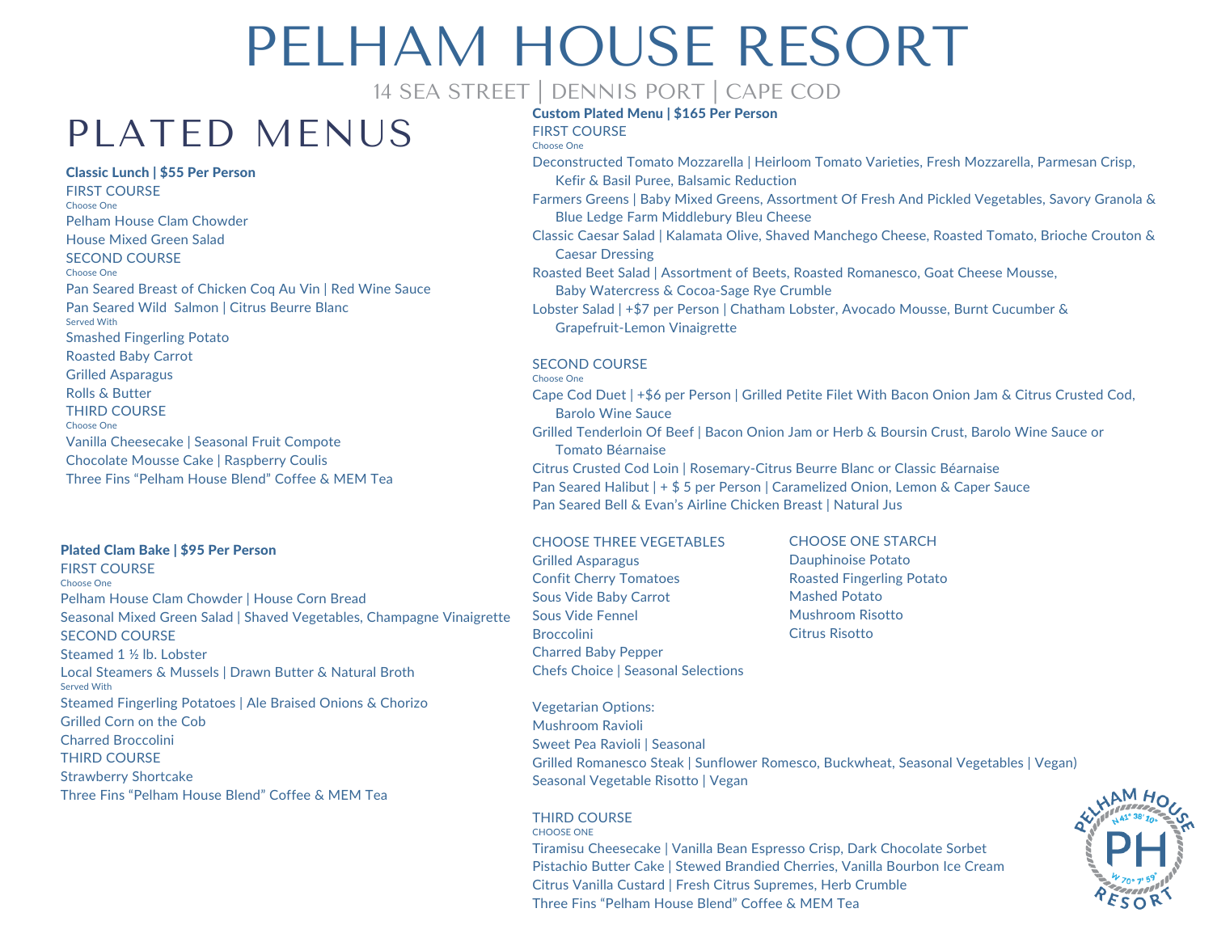# PELHAM HOUSE RESORT

14 SEA STREET | DENNIS PORT | CAPE COD

## PLATED MENUS

**Classic Lunch | $55 Per Person**

FIRST COURSE
Choose One

Pelham House Clam Chowder
House Mixed Green Salad

SECOND COURSE
Choose One

Pan Seared Breast of Chicken Coq Au Vin | Red Wine Sauce
Pan Seared Wild Salmon | Citrus Beurre Blanc

Served With

Smashed Fingerling Potato
Roasted Baby Carrot
Grilled Asparagus
Rolls & Butter

THIRD COURSE
Choose One

Vanilla Cheesecake | Seasonal Fruit Compote
Chocolate Mousse Cake | Raspberry Coulis
Three Fins "Pelham House Blend" Coffee & MEM Tea

**Plated Clam Bake | $95 Per Person**

FIRST COURSE
Choose One

Pelham House Clam Chowder | House Corn Bread
Seasonal Mixed Green Salad | Shaved Vegetables, Champagne Vinaigrette

SECOND COURSE

Steamed 1 ½ lb. Lobster
Local Steamers & Mussels | Drawn Butter & Natural Broth

Served With

Steamed Fingerling Potatoes | Ale Braised Onions & Chorizo
Grilled Corn on the Cob
Charred Broccolini

THIRD COURSE

Strawberry Shortcake
Three Fins "Pelham House Blend" Coffee & MEM Tea

**Custom Plated Menu | $165 Per Person**

FIRST COURSE
Choose One

Deconstructed Tomato Mozzarella | Heirloom Tomato Varieties, Fresh Mozzarella, Parmesan Crisp, Kefir & Basil Puree, Balsamic Reduction
Farmers Greens | Baby Mixed Greens, Assortment Of Fresh And Pickled Vegetables, Savory Granola & Blue Ledge Farm Middlebury Bleu Cheese
Classic Caesar Salad | Kalamata Olive, Shaved Manchego Cheese, Roasted Tomato, Brioche Crouton & Caesar Dressing
Roasted Beet Salad | Assortment of Beets, Roasted Romanesco, Goat Cheese Mousse, Baby Watercress & Cocoa-Sage Rye Crumble
Lobster Salad | +$7 per Person | Chatham Lobster, Avocado Mousse, Burnt Cucumber & Grapefruit-Lemon Vinaigrette

SECOND COURSE
Choose One

Cape Cod Duet | +$6 per Person | Grilled Petite Filet With Bacon Onion Jam & Citrus Crusted Cod, Barolo Wine Sauce
Grilled Tenderloin Of Beef | Bacon Onion Jam or Herb & Boursin Crust, Barolo Wine Sauce or Tomato Béarnaise
Citrus Crusted Cod Loin | Rosemary-Citrus Beurre Blanc or Classic Béarnaise
Pan Seared Halibut | + $ 5 per Person | Caramelized Onion, Lemon & Caper Sauce
Pan Seared Bell & Evan's Airline Chicken Breast | Natural Jus

CHOOSE THREE VEGETABLES

Grilled Asparagus
Confit Cherry Tomatoes
Sous Vide Baby Carrot
Sous Vide Fennel
Broccolini
Charred Baby Pepper
Chefs Choice | Seasonal Selections

CHOOSE ONE STARCH

Dauphinoise Potato
Roasted Fingerling Potato
Mashed Potato
Mushroom Risotto
Citrus Risotto

Vegetarian Options:

Mushroom Ravioli
Sweet Pea Ravioli | Seasonal
Grilled Romanesco Steak | Sunflower Romesco, Buckwheat, Seasonal Vegetables | Vegan)
Seasonal Vegetable Risotto | Vegan

THIRD COURSE
CHOOSE ONE

Tiramisu Cheesecake | Vanilla Bean Espresso Crisp, Dark Chocolate Sorbet
Pistachio Butter Cake | Stewed Brandied Cherries, Vanilla Bourbon Ice Cream
Citrus Vanilla Custard | Fresh Citrus Supremes, Herb Crumble
Three Fins "Pelham House Blend" Coffee & MEM Tea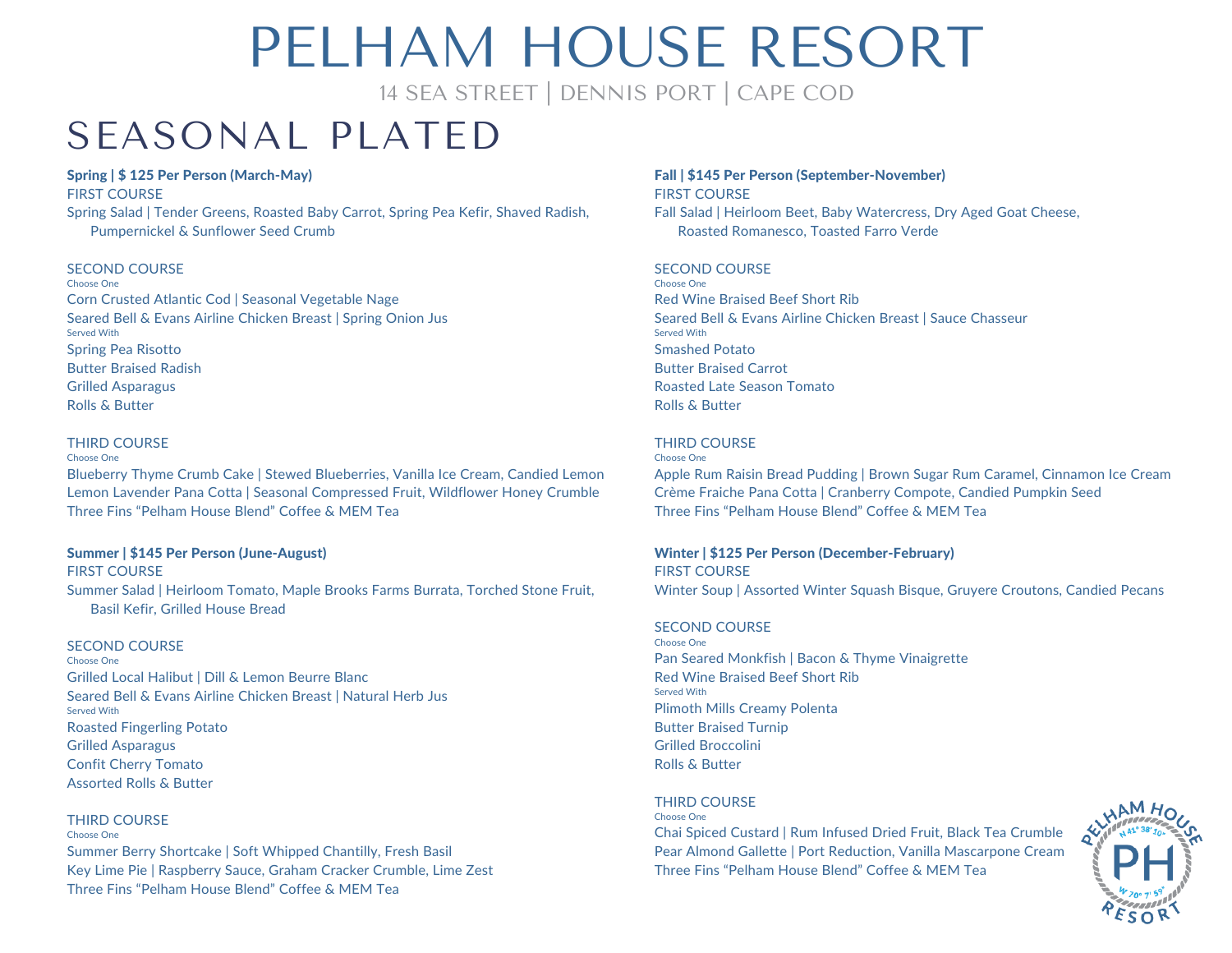# PELHAM HOUSE RESORT

14 SEA STREET | DENNIS PORT | CAPE COD

## SEASONAL PLATED

**Spring | $ 125 Per Person (March-May)**

FIRST COURSE

Spring Salad | Tender Greens, Roasted Baby Carrot, Spring Pea Kefir, Shaved Radish, Pumpernickel & Sunflower Seed Crumb

SECOND COURSE

Choose One

Corn Crusted Atlantic Cod | Seasonal Vegetable Nage

Seared Bell & Evans Airline Chicken Breast | Spring Onion Jus

Served With

Spring Pea Risotto

Butter Braised Radish

Grilled Asparagus

Rolls & Butter

THIRD COURSE

Choose One

Blueberry Thyme Crumb Cake | Stewed Blueberries, Vanilla Ice Cream, Candied Lemon

Lemon Lavender Pana Cotta | Seasonal Compressed Fruit, Wildflower Honey Crumble

Three Fins "Pelham House Blend" Coffee & MEM Tea

**Summer | $145 Per Person (June-August)**

FIRST COURSE

Summer Salad | Heirloom Tomato, Maple Brooks Farms Burrata, Torched Stone Fruit, Basil Kefir, Grilled House Bread

SECOND COURSE

Choose One

Grilled Local Halibut | Dill & Lemon Beurre Blanc

Seared Bell & Evans Airline Chicken Breast | Natural Herb Jus

Served With

Roasted Fingerling Potato

Grilled Asparagus

Confit Cherry Tomato

Assorted Rolls & Butter

THIRD COURSE

Choose One

Summer Berry Shortcake | Soft Whipped Chantilly, Fresh Basil

Key Lime Pie | Raspberry Sauce, Graham Cracker Crumble, Lime Zest

Three Fins "Pelham House Blend" Coffee & MEM Tea

**Fall | $145 Per Person (September-November)**

FIRST COURSE

Fall Salad | Heirloom Beet, Baby Watercress, Dry Aged Goat Cheese, Roasted Romanesco, Toasted Farro Verde

SECOND COURSE

Choose One

Red Wine Braised Beef Short Rib

Seared Bell & Evans Airline Chicken Breast | Sauce Chasseur

Served With

Smashed Potato

Butter Braised Carrot

Roasted Late Season Tomato

Rolls & Butter

THIRD COURSE

Choose One

Apple Rum Raisin Bread Pudding | Brown Sugar Rum Caramel, Cinnamon Ice Cream

Crème Fraiche Pana Cotta | Cranberry Compote, Candied Pumpkin Seed

Three Fins "Pelham House Blend" Coffee & MEM Tea

**Winter | $125 Per Person (December-February)**

FIRST COURSE

Winter Soup | Assorted Winter Squash Bisque, Gruyere Croutons, Candied Pecans

SECOND COURSE

Choose One

Pan Seared Monkfish | Bacon & Thyme Vinaigrette

Red Wine Braised Beef Short Rib

Served With

Plimoth Mills Creamy Polenta

Butter Braised Turnip

Grilled Broccolini

Rolls & Butter

THIRD COURSE

Choose One

Chai Spiced Custard | Rum Infused Dried Fruit, Black Tea Crumble

Pear Almond Gallette | Port Reduction, Vanilla Mascarpone Cream

Three Fins "Pelham House Blend" Coffee & MEM Tea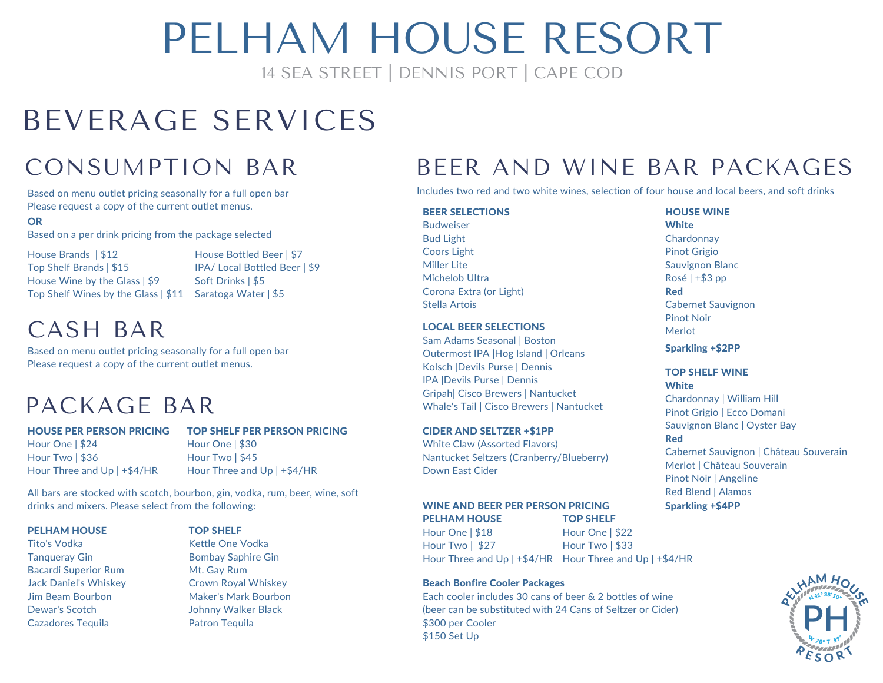# PELHAM HOUSE RESORT

14 SEA STREET | DENNIS PORT | CAPE COD

# BEVERAGE SERVICES

## CONSUMPTION BAR

Based on menu outlet pricing seasonally for a full open bar
Please request a copy of the current outlet menus.

**OR**

Based on a per drink pricing from the package selected

House Brands | $12
Top Shelf Brands | $15
House Wine by the Glass | $9
Top Shelf Wines by the Glass | $11
House Bottled Beer | $7
IPA/ Local Bottled Beer | $9
Soft Drinks | $5
Saratoga Water | $5

## CASH BAR

Based on menu outlet pricing seasonally for a full open bar
Please request a copy of the current outlet menus.

## PACKAGE BAR

**HOUSE PER PERSON PRICING**
Hour One | $24
Hour Two | $36
Hour Three and Up | +$4/HR

**TOP SHELF PER PERSON PRICING**
Hour One | $30
Hour Two | $45
Hour Three and Up | +$4/HR

All bars are stocked with scotch, bourbon, gin, vodka, rum, beer, wine, soft drinks and mixers. Please select from the following:

**PELHAM HOUSE**
Tito's Vodka
Tanqueray Gin
Bacardi Superior Rum
Jack Daniel's Whiskey
Jim Beam Bourbon
Dewar's Scotch
Cazadores Tequila

**TOP SHELF**
Kettle One Vodka
Bombay Saphire Gin
Mt. Gay Rum
Crown Royal Whiskey
Maker's Mark Bourbon
Johnny Walker Black
Patron Tequila

## BEER AND WINE BAR PACKAGES

Includes two red and two white wines, selection of four house and local beers, and soft drinks

**BEER SELECTIONS**
Budweiser
Bud Light
Coors Light
Miller Lite
Michelob Ultra
Corona Extra (or Light)
Stella Artois

**LOCAL BEER SELECTIONS**
Sam Adams Seasonal | Boston
Outermost IPA |Hog Island | Orleans
Kolsch |Devils Purse | Dennis
IPA |Devils Purse | Dennis
Gripah| Cisco Brewers | Nantucket
Whale's Tail | Cisco Brewers | Nantucket

**CIDER AND SELTZER +$1PP**
White Claw (Assorted Flavors)
Nantucket Seltzers (Cranberry/Blueberry)
Down East Cider

**WINE AND BEER PER PERSON PRICING**

**PELHAM HOUSE**
Hour One | $18
Hour Two | $27
Hour Three and Up | +$4/HR

**TOP SHELF**
Hour One | $22
Hour Two | $33
Hour Three and Up | +$4/HR

**Beach Bonfire Cooler Packages**
Each cooler includes 30 cans of beer & 2 bottles of wine
(beer can be substituted with 24 Cans of Seltzer or Cider)
$300 per Cooler
$150 Set Up

**HOUSE WINE**

**White**
Chardonnay
Pinot Grigio
Sauvignon Blanc
Rosé | +$3 pp

**Red**
Cabernet Sauvignon
Pinot Noir
Merlot

**Sparkling +$2PP**

**TOP SHELF WINE**

**White**
Chardonnay | William Hill
Pinot Grigio | Ecco Domani
Sauvignon Blanc | Oyster Bay

**Red**
Cabernet Sauvignon | Château Souverain
Merlot | Château Souverain
Pinot Noir | Angeline
Red Blend | Alamos

**Sparkling +$4PP**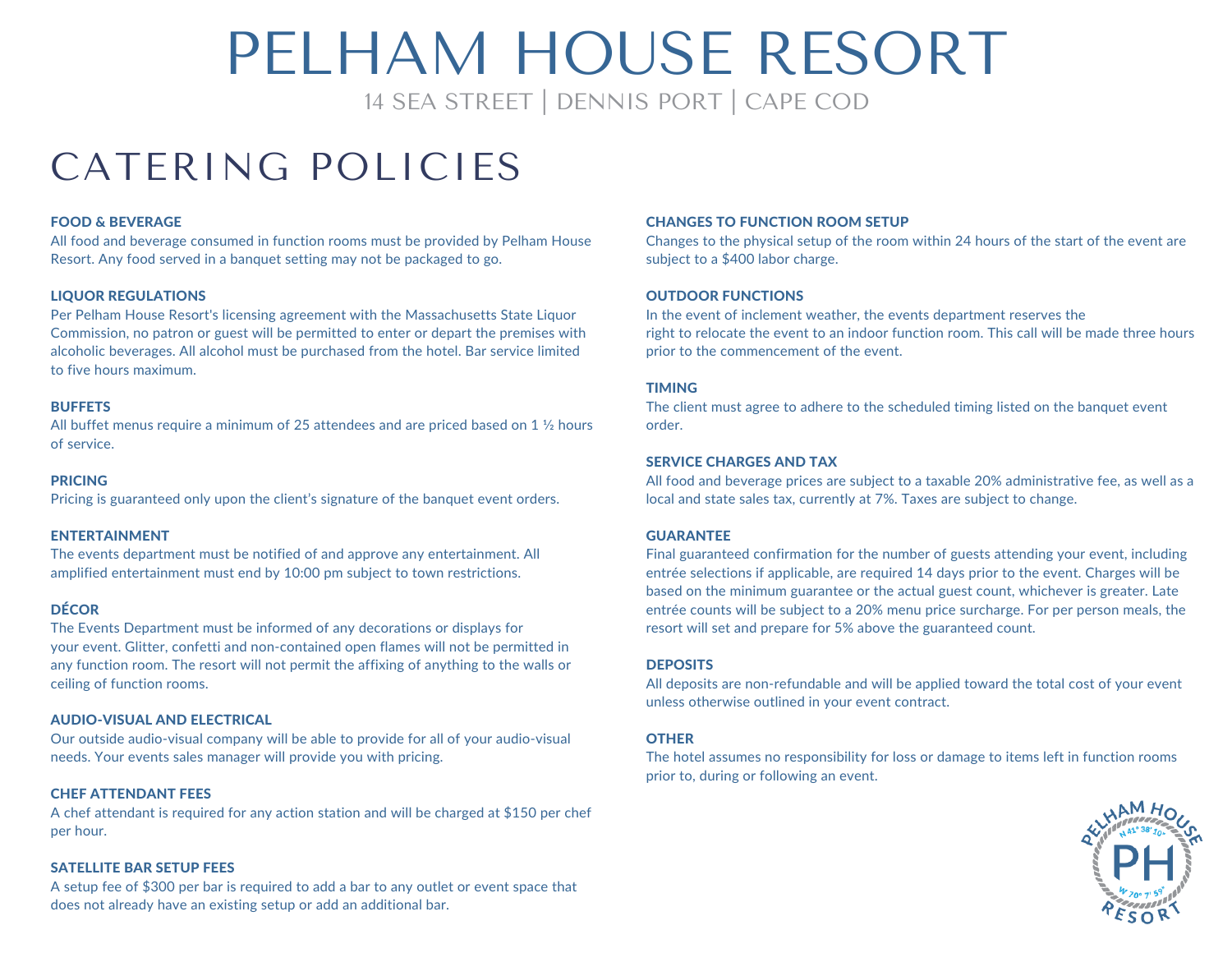# PELHAM HOUSE RESORT

14 SEA STREET | DENNIS PORT | CAPE COD

## CATERING POLICIES

**FOOD & BEVERAGE**
All food and beverage consumed in function rooms must be provided by Pelham House Resort. Any food served in a banquet setting may not be packaged to go.

**LIQUOR REGULATIONS**
Per Pelham House Resort's licensing agreement with the Massachusetts State Liquor Commission, no patron or guest will be permitted to enter or depart the premises with alcoholic beverages. All alcohol must be purchased from the hotel. Bar service limited to five hours maximum.

**BUFFETS**
All buffet menus require a minimum of 25 attendees and are priced based on 1 ½ hours of service.

**PRICING**
Pricing is guaranteed only upon the client's signature of the banquet event orders.

**ENTERTAINMENT**
The events department must be notified of and approve any entertainment. All amplified entertainment must end by 10:00 pm subject to town restrictions.

**DÉCOR**
The Events Department must be informed of any decorations or displays for your event. Glitter, confetti and non-contained open flames will not be permitted in any function room. The resort will not permit the affixing of anything to the walls or ceiling of function rooms.

**AUDIO-VISUAL AND ELECTRICAL**
Our outside audio-visual company will be able to provide for all of your audio-visual needs. Your events sales manager will provide you with pricing.

**CHEF ATTENDANT FEES**
A chef attendant is required for any action station and will be charged at $150 per chef per hour.

**SATELLITE BAR SETUP FEES**
A setup fee of $300 per bar is required to add a bar to any outlet or event space that does not already have an existing setup or add an additional bar.

**CHANGES TO FUNCTION ROOM SETUP**
Changes to the physical setup of the room within 24 hours of the start of the event are subject to a $400 labor charge.

**OUTDOOR FUNCTIONS**
In the event of inclement weather, the events department reserves the right to relocate the event to an indoor function room. This call will be made three hours prior to the commencement of the event.

**TIMING**
The client must agree to adhere to the scheduled timing listed on the banquet event order.

**SERVICE CHARGES AND TAX**
All food and beverage prices are subject to a taxable 20% administrative fee, as well as a local and state sales tax, currently at 7%. Taxes are subject to change.

**GUARANTEE**
Final guaranteed confirmation for the number of guests attending your event, including entrée selections if applicable, are required 14 days prior to the event. Charges will be based on the minimum guarantee or the actual guest count, whichever is greater. Late entrée counts will be subject to a 20% menu price surcharge. For per person meals, the resort will set and prepare for 5% above the guaranteed count.

**DEPOSITS**
All deposits are non-refundable and will be applied toward the total cost of your event unless otherwise outlined in your event contract.

**OTHER**
The hotel assumes no responsibility for loss or damage to items left in function rooms prior to, during or following an event.

PELHAM HOUSE RESORT
N 41° 38' 10"
PH
W 70° 7' 59"